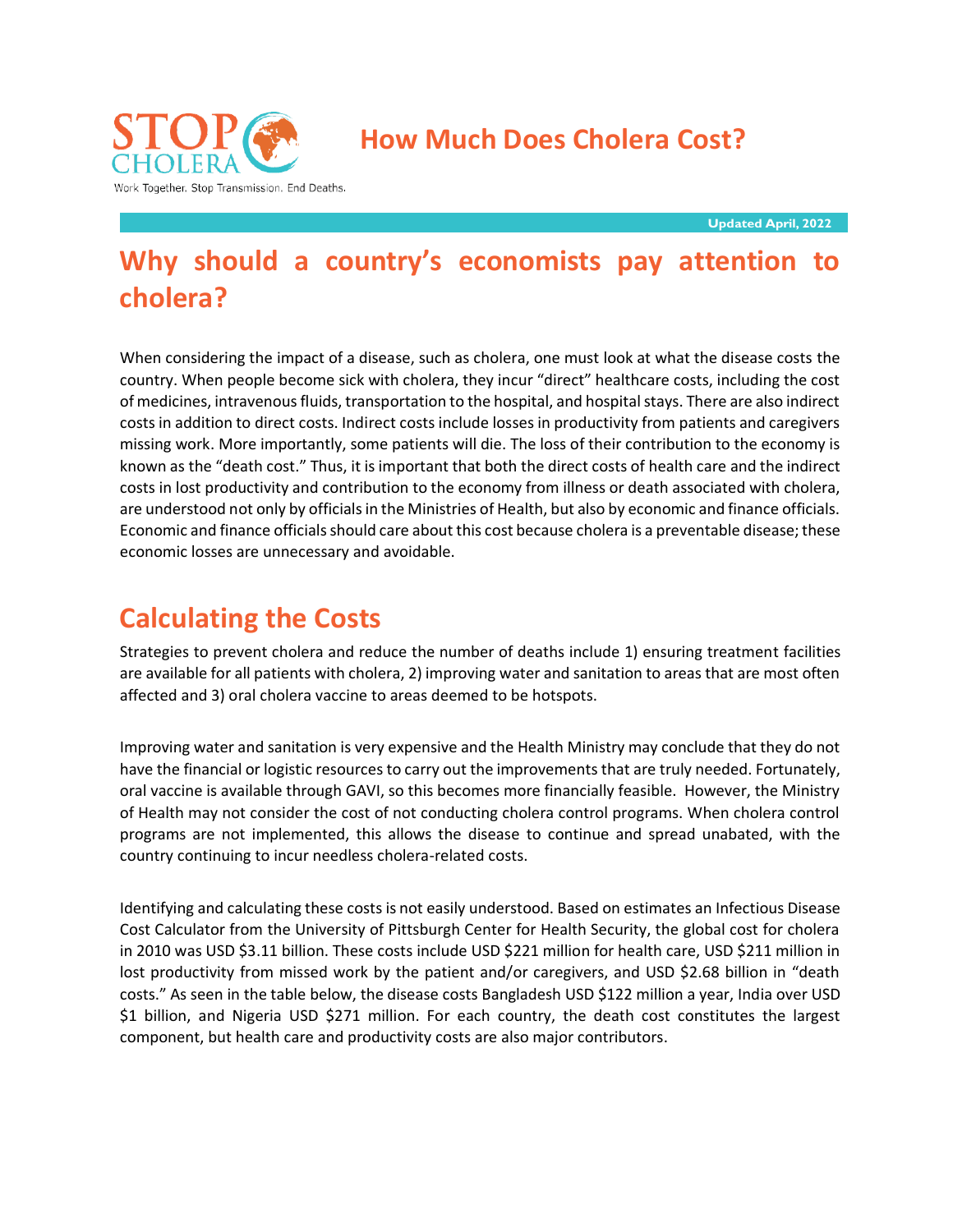# How Much Does Cholera Cost?

Work Together. Stop Transmission. End Deaths.

**Updated April, 2022**

## Why should a country's economists pay attention to cholera?

When considering the impact of a disease, such as cholera, one must look at what the disease costs the country. When people become sick with cholera, they incur "direct" healthcare costs, including the cost of medicines, intravenous fluids, transportation to the hospital, and hospital stays. There are also indirect costs in addition to direct costs. Indirect costs include losses in productivity from patients and caregivers missing work. More importantly, some patients will die. The loss of their contribution to the economy is known as the "death cost." Thus, it is important that both the direct costs of health care and the indirect costs in lost productivity and contribution to the economy from illness or death associated with cholera, are understood not only by officials in the Ministries of Health, but also by economic and finance officials. Economic and finance officials should care about this cost because cholera is a preventable disease; these economic losses are unnecessary and avoidable.

## Calculating the Costs

Strategies to prevent cholera and reduce the number of deaths include 1) ensuring treatment facilities are available for all patients with cholera, 2) improving water and sanitation to areas that are most often affected and 3) oral cholera vaccine to areas deemed to be hotspots.

Improving water and sanitation is very expensive and the Health Ministry may conclude that they do not have the financial or logistic resources to carry out the improvements that are truly needed. Fortunately, oral vaccine is available through GAVI, so this becomes more financially feasible. However, the Ministry of Health may not consider the cost of not conducting cholera control programs. When cholera control programs are not implemented, this allows the disease to continue and spread unabated, with the country continuing to incur needless cholera-related costs.

Identifying and calculating these costs is not easily understood. Based on estimates an Infectious Disease Cost Calculator from the University of Pittsburgh Center for Health Security, the global cost for cholera in 2010 was USD $3.11 billion. These costs include USD $221 million for health care, USD $211 million in lost productivity from missed work by the patient and/or caregivers, and USD $2.68 billion in "death costs." As seen in the table below, the disease costs Bangladesh USD $122 million a year, India over USD $1 billion, and Nigeria USD $271 million. For each country, the death cost constitutes the largest component, but health care and productivity costs are also major contributors.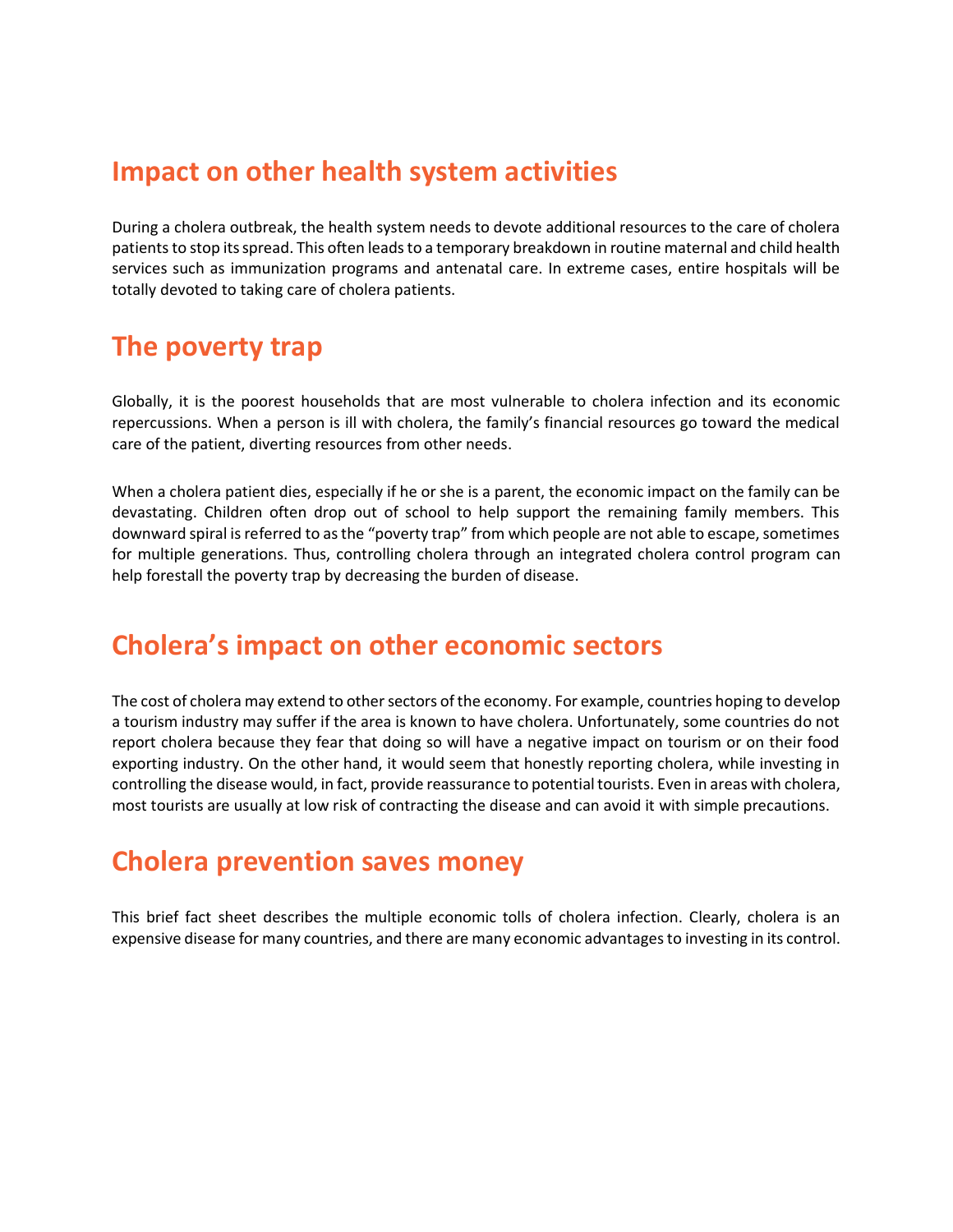## Impact on other health system activities

During a cholera outbreak, the health system needs to devote additional resources to the care of cholera patients to stop its spread. This often leads to a temporary breakdown in routine maternal and child health services such as immunization programs and antenatal care. In extreme cases, entire hospitals will be totally devoted to taking care of cholera patients.

## The poverty trap

Globally, it is the poorest households that are most vulnerable to cholera infection and its economic repercussions. When a person is ill with cholera, the family's financial resources go toward the medical care of the patient, diverting resources from other needs.

When a cholera patient dies, especially if he or she is a parent, the economic impact on the family can be devastating. Children often drop out of school to help support the remaining family members. This downward spiral is referred to as the "poverty trap" from which people are not able to escape, sometimes for multiple generations. Thus, controlling cholera through an integrated cholera control program can help forestall the poverty trap by decreasing the burden of disease.

## Cholera's impact on other economic sectors

The cost of cholera may extend to other sectors of the economy. For example, countries hoping to develop a tourism industry may suffer if the area is known to have cholera. Unfortunately, some countries do not report cholera because they fear that doing so will have a negative impact on tourism or on their food exporting industry. On the other hand, it would seem that honestly reporting cholera, while investing in controlling the disease would, in fact, provide reassurance to potential tourists. Even in areas with cholera, most tourists are usually at low risk of contracting the disease and can avoid it with simple precautions.

## Cholera prevention saves money

This brief fact sheet describes the multiple economic tolls of cholera infection. Clearly, cholera is an expensive disease for many countries, and there are many economic advantages to investing in its control.